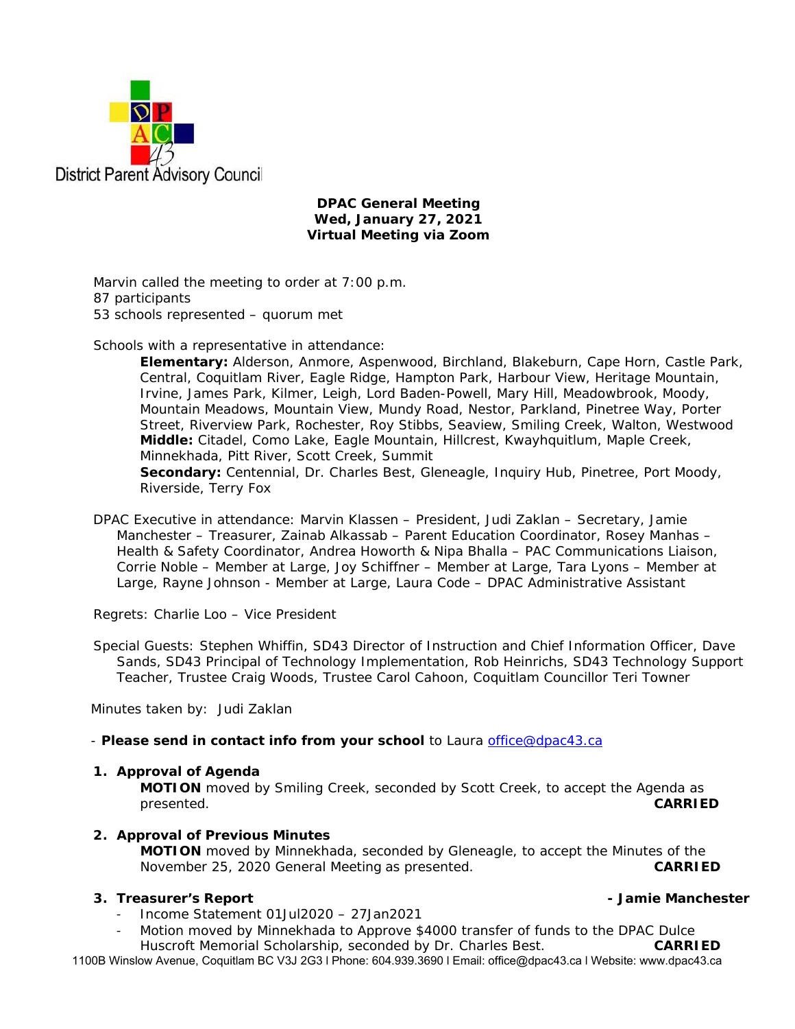District Parent Advisory Council

**DPAC General Meeting**
**Wed, January 27, 2021**
**Virtual Meeting via Zoom**

Marvin called the meeting to order at 7:00 p.m.
87 participants
53 schools represented – quorum met

Schools with a representative in attendance:

**Elementary:** Alderson, Anmore, Aspenwood, Birchland, Blakeburn, Cape Horn, Castle Park, Central, Coquitlam River, Eagle Ridge, Hampton Park, Harbour View, Heritage Mountain, Irvine, James Park, Kilmer, Leigh, Lord Baden-Powell, Mary Hill, Meadowbrook, Moody, Mountain Meadows, Mountain View, Mundy Road, Nestor, Parkland, Pinetree Way, Porter Street, Riverview Park, Rochester, Roy Stibbs, Seaview, Smiling Creek, Walton, Westwood
**Middle:** Citadel, Como Lake, Eagle Mountain, Hillcrest, Kwayhquitlum, Maple Creek, Minnekhada, Pitt River, Scott Creek, Summit
**Secondary:** Centennial, Dr. Charles Best, Gleneagle, Inquiry Hub, Pinetree, Port Moody, Riverside, Terry Fox

DPAC Executive in attendance: Marvin Klassen – President, Judi Zaklan – Secretary, Jamie Manchester – Treasurer, Zainab Alkassab – Parent Education Coordinator, Rosey Manhas – Health & Safety Coordinator, Andrea Howorth & Nipa Bhalla – PAC Communications Liaison, Corrie Noble – Member at Large, Joy Schiffner – Member at Large, Tara Lyons – Member at Large, Rayne Johnson - Member at Large, Laura Code – DPAC Administrative Assistant

Regrets: Charlie Loo – Vice President

Special Guests: Stephen Whiffin, SD43 Director of Instruction and Chief Information Officer, Dave Sands, SD43 Principal of Technology Implementation, Rob Heinrichs, SD43 Technology Support Teacher, Trustee Craig Woods, Trustee Carol Cahoon, Coquitlam Councillor Teri Towner

Minutes taken by: Judi Zaklan

- **Please send in contact info from your school** to Laura office@dpac43.ca

1. **Approval of Agenda**
   **MOTION** moved by Smiling Creek, seconded by Scott Creek, to accept the Agenda as presented. **CARRIED**

2. **Approval of Previous Minutes**
   **MOTION** moved by Minnekhada, seconded by Gleneagle, to accept the Minutes of the November 25, 2020 General Meeting as presented. **CARRIED**

3. **Treasurer's Report** **- Jamie Manchester**
   - Income Statement 01Jul2020 – 27Jan2021
   - Motion moved by Minnekhada to Approve $4000 transfer of funds to the DPAC Dulce Huscroft Memorial Scholarship, seconded by Dr. Charles Best. **CARRIED**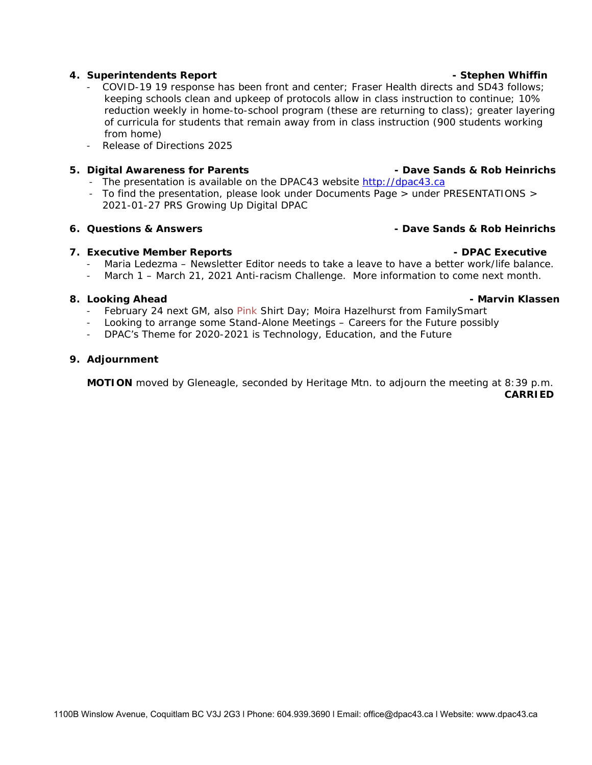**4. Superintendents Report - Stephen Whiffin**

- COVID-19 19 response has been front and center; Fraser Health directs and SD43 follows; keeping schools clean and upkeep of protocols allow in class instruction to continue; 10% reduction weekly in home-to-school program (these are returning to class); greater layering of curricula for students that remain away from in class instruction (900 students working from home)
- Release of Directions 2025

**5. Digital Awareness for Parents - Dave Sands & Rob Heinrichs**

- The presentation is available on the DPAC43 website [http://dpac43.ca](http://dpac43.ca)
- To find the presentation, please look under Documents Page > under PRESENTATIONS > 2021-01-27 PRS Growing Up Digital DPAC

**6. Questions & Answers - Dave Sands & Rob Heinrichs**

**7. Executive Member Reports - DPAC Executive**

- Maria Ledezma – Newsletter Editor needs to take a leave to have a better work/life balance.
- March 1 – March 21, 2021 Anti-racism Challenge. More information to come next month.

**8. Looking Ahead - Marvin Klassen**

- February 24 next GM, also Pink Shirt Day; Moira Hazelhurst from FamilySmart
- Looking to arrange some Stand-Alone Meetings – Careers for the Future possibly
- DPAC's Theme for 2020-2021 is Technology, Education, and the Future

**9. Adjournment**

**MOTION** moved by Gleneagle, seconded by Heritage Mtn. to adjourn the meeting at 8:39 p.m.

**CARRIED**